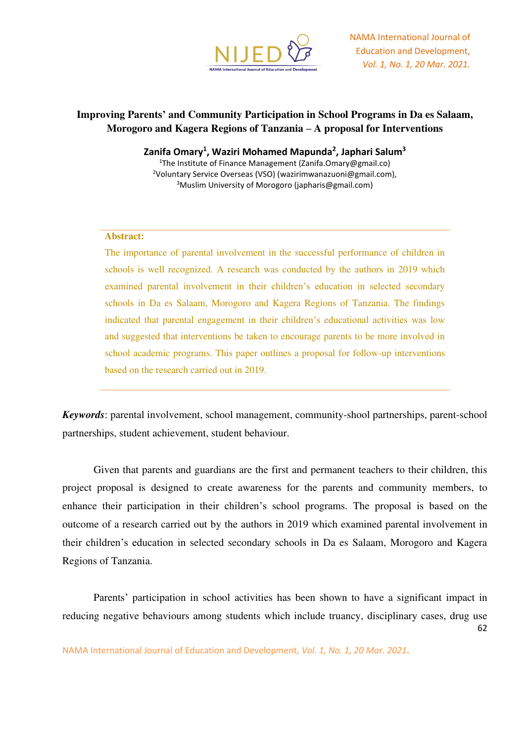# Improving Parents' and Community Participation in School Programs in Da es Salaam, Morogoro and Kagera Regions of Tanzania – A proposal for Interventions

**Zanifa Omary[1], Waziri Mohamed Mapunda[2], Japhari Salum[3]**

[1]The Institute of Finance Management (Zanifa.Omary@gmail.co)
[2]Voluntary Service Overseas (VSO) (wazirimwanazuoni@gmail.com),
[3]Muslim University of Morogoro (japharis@gmail.com)

**Abstract:**

The importance of parental involvement in the successful performance of children in schools is well recognized. A research was conducted by the authors in 2019 which examined parental involvement in their children's education in selected secondary schools in Da es Salaam, Morogoro and Kagera Regions of Tanzania. The findings indicated that parental engagement in their children's educational activities was low and suggested that interventions be taken to encourage parents to be more involved in school academic programs. This paper outlines a proposal for follow-up interventions based on the research carried out in 2019.

***Keywords***: parental involvement, school management, community-shool partnerships, parent-school partnerships, student achievement, student behaviour.

Given that parents and guardians are the first and permanent teachers to their children, this project proposal is designed to create awareness for the parents and community members, to enhance their participation in their children's school programs. The proposal is based on the outcome of a research carried out by the authors in 2019 which examined parental involvement in their children's education in selected secondary schools in Da es Salaam, Morogoro and Kagera Regions of Tanzania.

Parents' participation in school activities has been shown to have a significant impact in reducing negative behaviours among students which include truancy, disciplinary cases, drug use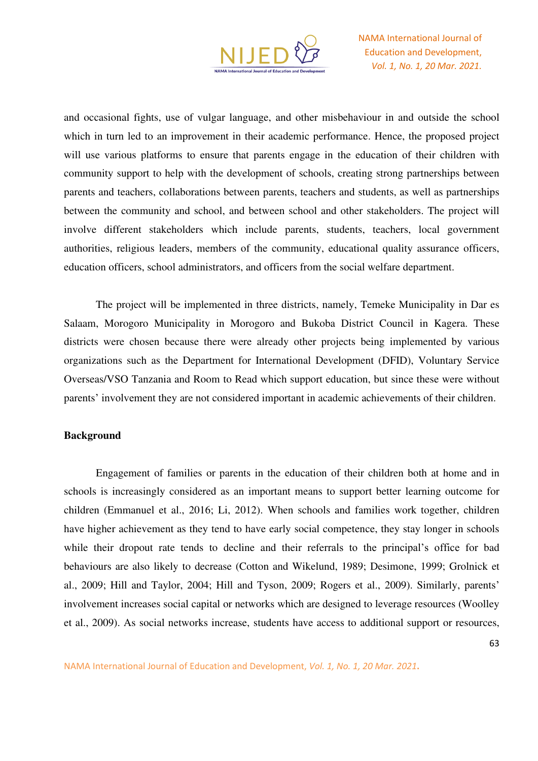and occasional fights, use of vulgar language, and other misbehaviour in and outside the school which in turn led to an improvement in their academic performance. Hence, the proposed project will use various platforms to ensure that parents engage in the education of their children with community support to help with the development of schools, creating strong partnerships between parents and teachers, collaborations between parents, teachers and students, as well as partnerships between the community and school, and between school and other stakeholders. The project will involve different stakeholders which include parents, students, teachers, local government authorities, religious leaders, members of the community, educational quality assurance officers, education officers, school administrators, and officers from the social welfare department.

The project will be implemented in three districts, namely, Temeke Municipality in Dar es Salaam, Morogoro Municipality in Morogoro and Bukoba District Council in Kagera. These districts were chosen because there were already other projects being implemented by various organizations such as the Department for International Development (DFID), Voluntary Service Overseas/VSO Tanzania and Room to Read which support education, but since these were without parents' involvement they are not considered important in academic achievements of their children.

**Background**

Engagement of families or parents in the education of their children both at home and in schools is increasingly considered as an important means to support better learning outcome for children (Emmanuel et al., 2016; Li, 2012). When schools and families work together, children have higher achievement as they tend to have early social competence, they stay longer in schools while their dropout rate tends to decline and their referrals to the principal's office for bad behaviours are also likely to decrease (Cotton and Wikelund, 1989; Desimone, 1999; Grolnick et al., 2009; Hill and Taylor, 2004; Hill and Tyson, 2009; Rogers et al., 2009). Similarly, parents' involvement increases social capital or networks which are designed to leverage resources (Woolley et al., 2009). As social networks increase, students have access to additional support or resources,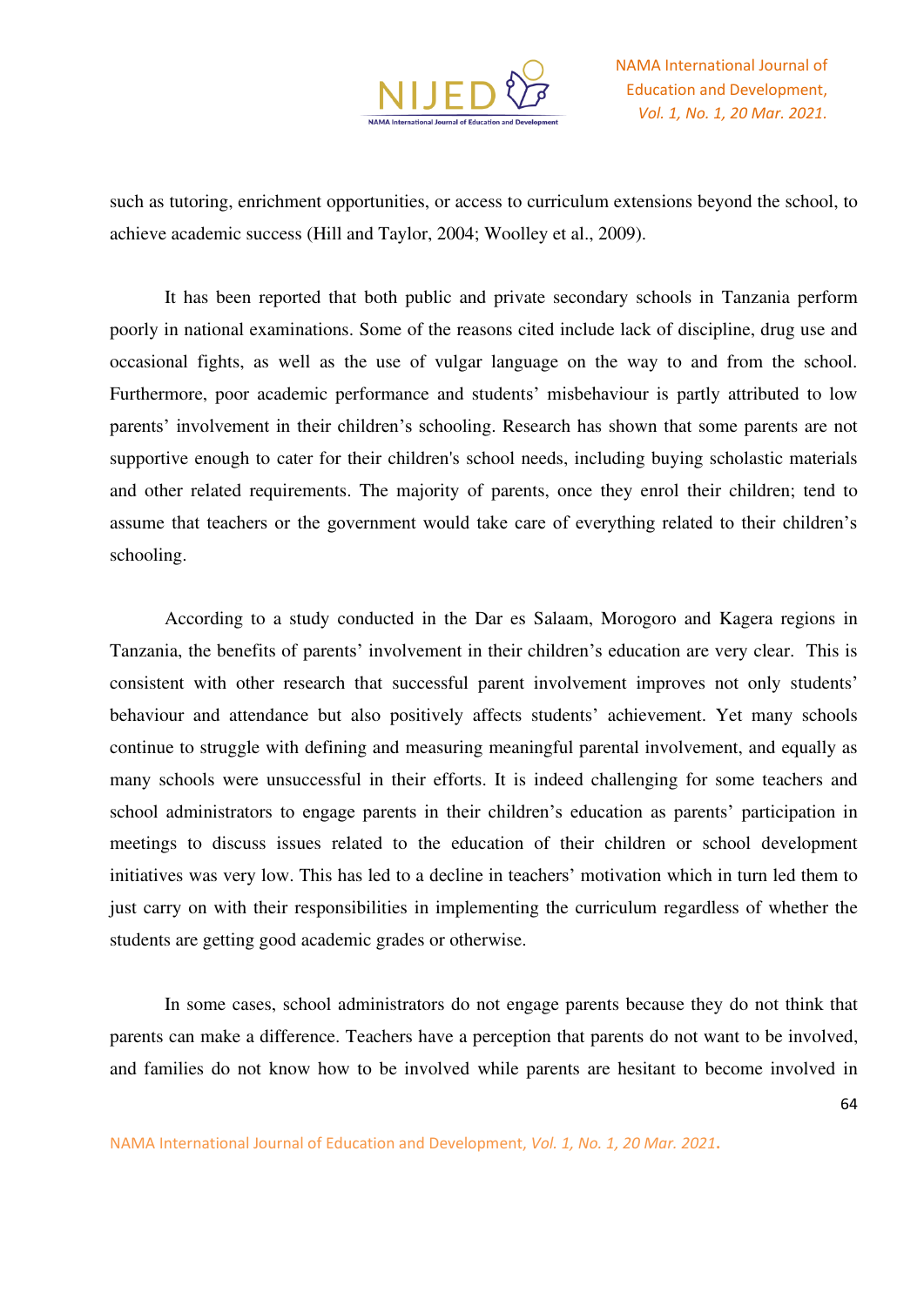such as tutoring, enrichment opportunities, or access to curriculum extensions beyond the school, to achieve academic success (Hill and Taylor, 2004; Woolley et al., 2009).

It has been reported that both public and private secondary schools in Tanzania perform poorly in national examinations. Some of the reasons cited include lack of discipline, drug use and occasional fights, as well as the use of vulgar language on the way to and from the school. Furthermore, poor academic performance and students' misbehaviour is partly attributed to low parents' involvement in their children's schooling. Research has shown that some parents are not supportive enough to cater for their children's school needs, including buying scholastic materials and other related requirements. The majority of parents, once they enrol their children; tend to assume that teachers or the government would take care of everything related to their children's schooling.

According to a study conducted in the Dar es Salaam, Morogoro and Kagera regions in Tanzania, the benefits of parents' involvement in their children's education are very clear. This is consistent with other research that successful parent involvement improves not only students' behaviour and attendance but also positively affects students' achievement. Yet many schools continue to struggle with defining and measuring meaningful parental involvement, and equally as many schools were unsuccessful in their efforts. It is indeed challenging for some teachers and school administrators to engage parents in their children's education as parents' participation in meetings to discuss issues related to the education of their children or school development initiatives was very low. This has led to a decline in teachers' motivation which in turn led them to just carry on with their responsibilities in implementing the curriculum regardless of whether the students are getting good academic grades or otherwise.

In some cases, school administrators do not engage parents because they do not think that parents can make a difference. Teachers have a perception that parents do not want to be involved, and families do not know how to be involved while parents are hesitant to become involved in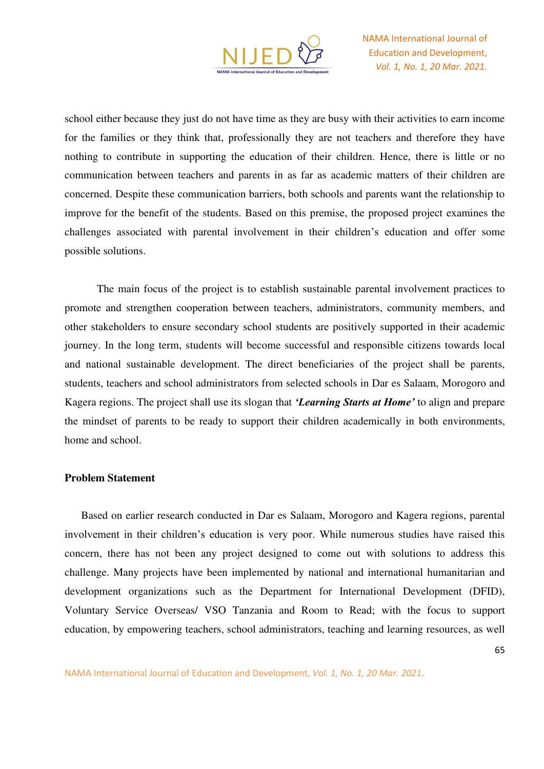school either because they just do not have time as they are busy with their activities to earn income for the families or they think that, professionally they are not teachers and therefore they have nothing to contribute in supporting the education of their children. Hence, there is little or no communication between teachers and parents in as far as academic matters of their children are concerned. Despite these communication barriers, both schools and parents want the relationship to improve for the benefit of the students. Based on this premise, the proposed project examines the challenges associated with parental involvement in their children's education and offer some possible solutions.

The main focus of the project is to establish sustainable parental involvement practices to promote and strengthen cooperation between teachers, administrators, community members, and other stakeholders to ensure secondary school students are positively supported in their academic journey. In the long term, students will become successful and responsible citizens towards local and national sustainable development. The direct beneficiaries of the project shall be parents, students, teachers and school administrators from selected schools in Dar es Salaam, Morogoro and Kagera regions. The project shall use its slogan that ***'Learning Starts at Home'*** to align and prepare the mindset of parents to be ready to support their children academically in both environments, home and school.

**Problem Statement**

Based on earlier research conducted in Dar es Salaam, Morogoro and Kagera regions, parental involvement in their children's education is very poor. While numerous studies have raised this concern, there has not been any project designed to come out with solutions to address this challenge. Many projects have been implemented by national and international humanitarian and development organizations such as the Department for International Development (DFID), Voluntary Service Overseas/ VSO Tanzania and Room to Read; with the focus to support education, by empowering teachers, school administrators, teaching and learning resources, as well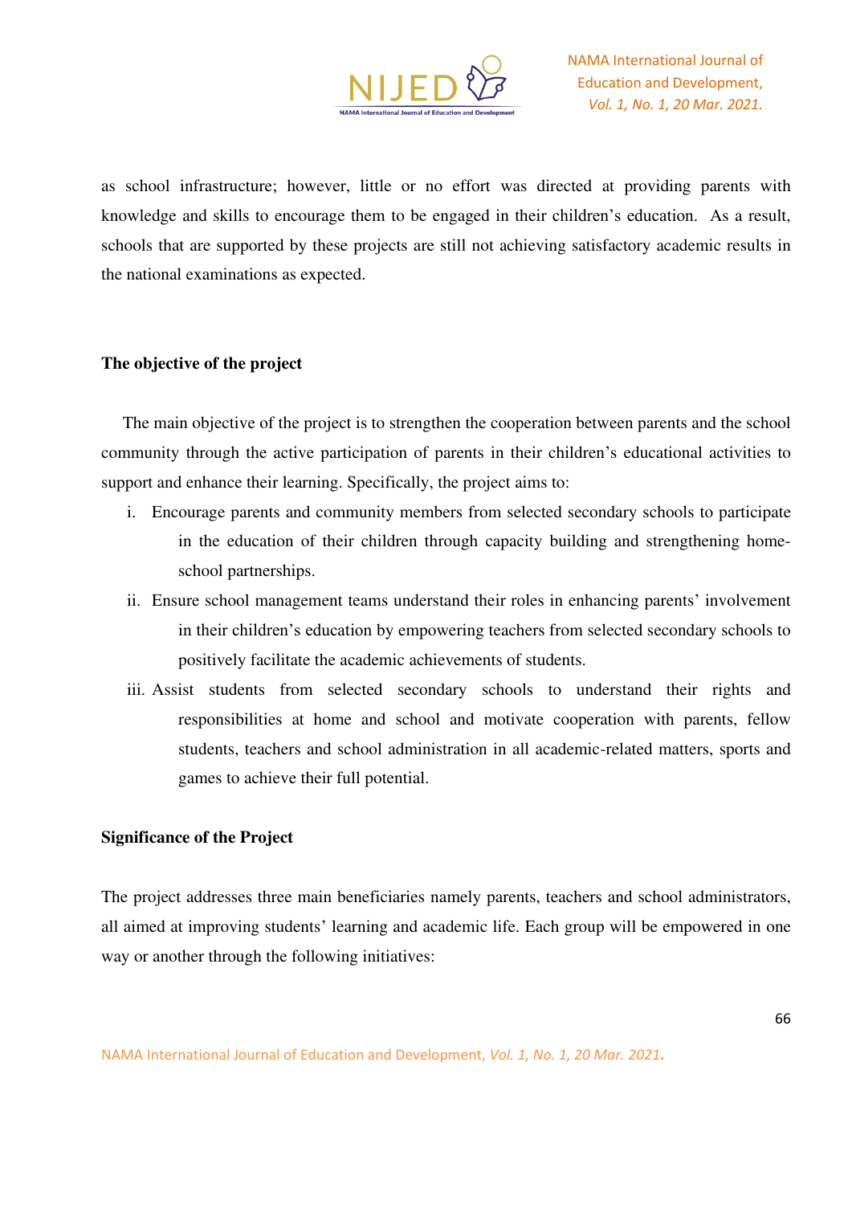as school infrastructure; however, little or no effort was directed at providing parents with knowledge and skills to encourage them to be engaged in their children's education. As a result, schools that are supported by these projects are still not achieving satisfactory academic results in the national examinations as expected.

## The objective of the project

The main objective of the project is to strengthen the cooperation between parents and the school community through the active participation of parents in their children's educational activities to support and enhance their learning. Specifically, the project aims to:

i. Encourage parents and community members from selected secondary schools to participate in the education of their children through capacity building and strengthening home-school partnerships.

ii. Ensure school management teams understand their roles in enhancing parents' involvement in their children's education by empowering teachers from selected secondary schools to positively facilitate the academic achievements of students.

iii. Assist students from selected secondary schools to understand their rights and responsibilities at home and school and motivate cooperation with parents, fellow students, teachers and school administration in all academic-related matters, sports and games to achieve their full potential.

## Significance of the Project

The project addresses three main beneficiaries namely parents, teachers and school administrators, all aimed at improving students' learning and academic life. Each group will be empowered in one way or another through the following initiatives: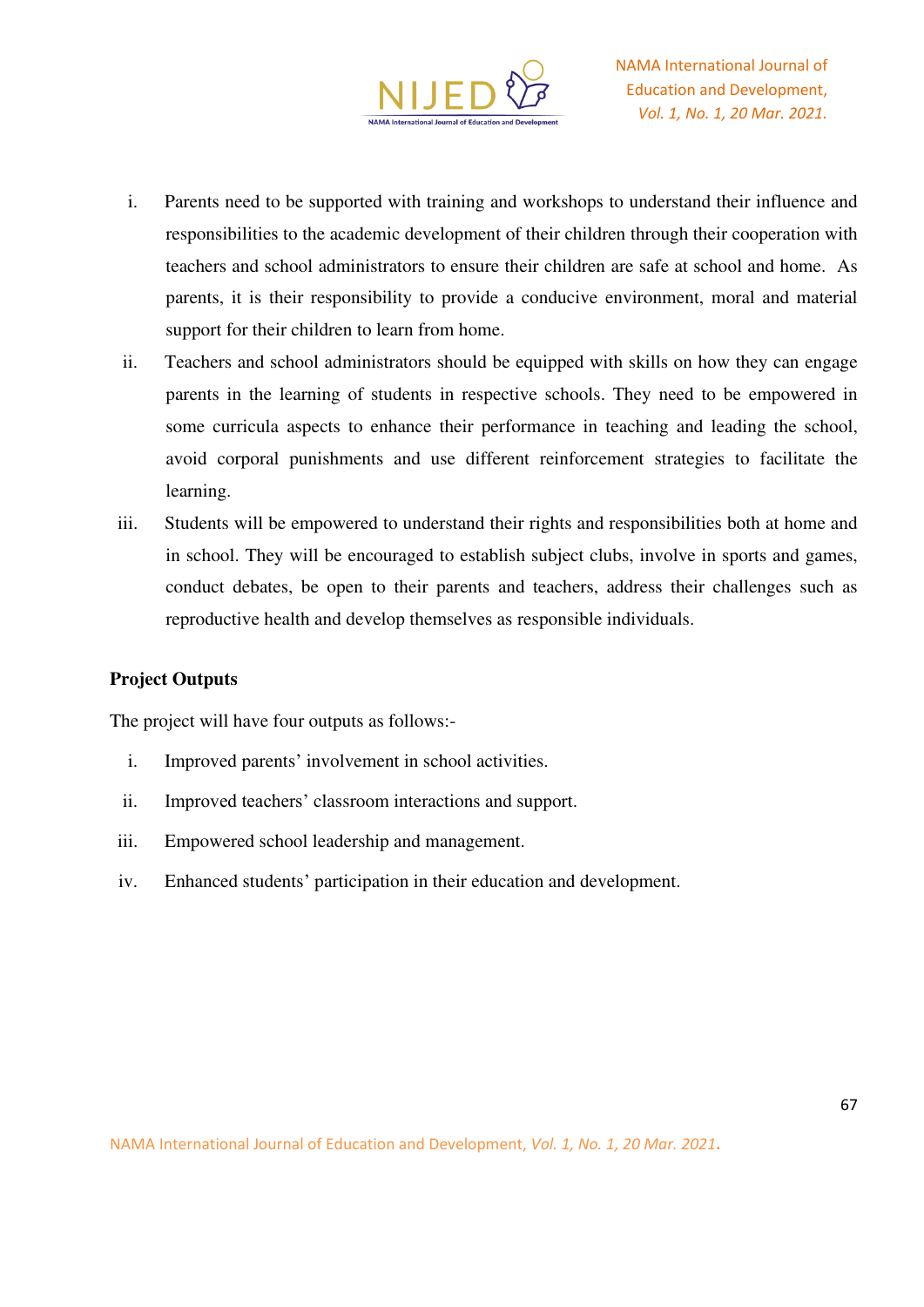i. Parents need to be supported with training and workshops to understand their influence and responsibilities to the academic development of their children through their cooperation with teachers and school administrators to ensure their children are safe at school and home. As parents, it is their responsibility to provide a conducive environment, moral and material support for their children to learn from home.
ii. Teachers and school administrators should be equipped with skills on how they can engage parents in the learning of students in respective schools. They need to be empowered in some curricula aspects to enhance their performance in teaching and leading the school, avoid corporal punishments and use different reinforcement strategies to facilitate the learning.
iii. Students will be empowered to understand their rights and responsibilities both at home and in school. They will be encouraged to establish subject clubs, involve in sports and games, conduct debates, be open to their parents and teachers, address their challenges such as reproductive health and develop themselves as responsible individuals.

**Project Outputs**

The project will have four outputs as follows:-

i. Improved parents' involvement in school activities.
ii. Improved teachers' classroom interactions and support.
iii. Empowered school leadership and management.
iv. Enhanced students' participation in their education and development.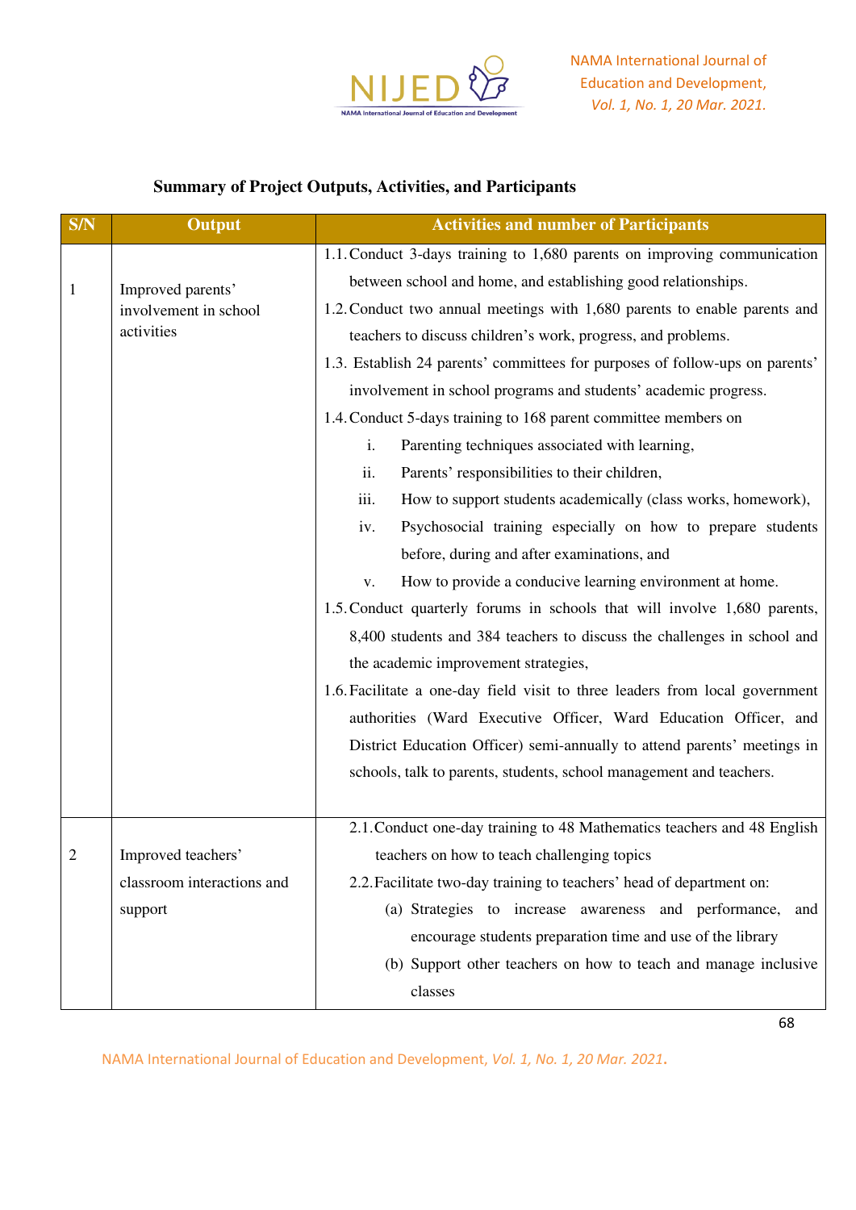**Summary of Project Outputs, Activities, and Participants**

| S/N | Output | Activities and number of Participants |
|---|---|---|
| 1 | Improved parents' involvement in school activities | 1.1. Conduct 3-days training to 1,680 parents on improving communication between school and home, and establishing good relationships.<br>1.2. Conduct two annual meetings with 1,680 parents to enable parents and teachers to discuss children's work, progress, and problems.<br>1.3. Establish 24 parents' committees for purposes of follow-ups on parents' involvement in school programs and students' academic progress.<br>1.4. Conduct 5-days training to 168 parent committee members on<br>i. Parenting techniques associated with learning,<br>ii. Parents' responsibilities to their children,<br>iii. How to support students academically (class works, homework),<br>iv. Psychosocial training especially on how to prepare students before, during and after examinations, and<br>v. How to provide a conducive learning environment at home.<br>1.5. Conduct quarterly forums in schools that will involve 1,680 parents, 8,400 students and 384 teachers to discuss the challenges in school and the academic improvement strategies,<br>1.6. Facilitate a one-day field visit to three leaders from local government authorities (Ward Executive Officer, Ward Education Officer, and District Education Officer) semi-annually to attend parents' meetings in schools, talk to parents, students, school management and teachers. |
| 2 | Improved teachers' classroom interactions and support | 2.1. Conduct one-day training to 48 Mathematics teachers and 48 English teachers on how to teach challenging topics<br>2.2. Facilitate two-day training to teachers' head of department on:<br>(a) Strategies to increase awareness and performance, and encourage students preparation time and use of the library<br>(b) Support other teachers on how to teach and manage inclusive classes |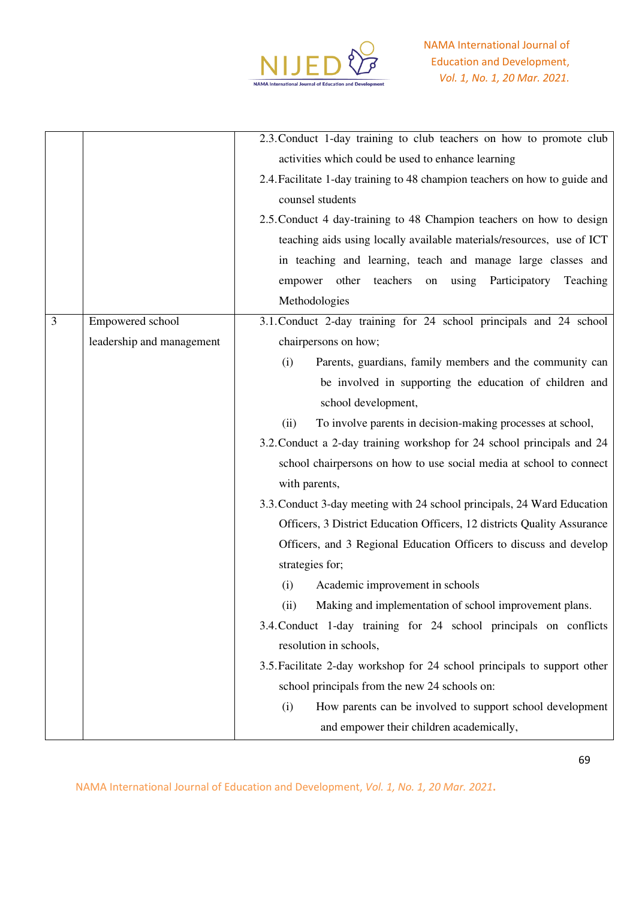| | | |
|---|---|---|
| | | 2.3. Conduct 1-day training to club teachers on how to promote club activities which could be used to enhance learning<br>2.4. Facilitate 1-day training to 48 champion teachers on how to guide and counsel students<br>2.5. Conduct 4 day-training to 48 Champion teachers on how to design teaching aids using locally available materials/resources, use of ICT in teaching and learning, teach and manage large classes and empower other teachers on using Participatory Teaching Methodologies |
| 3 | Empowered school leadership and management | 3.1. Conduct 2-day training for 24 school principals and 24 school chairpersons on how;<br>(i) Parents, guardians, family members and the community can be involved in supporting the education of children and school development,<br>(ii) To involve parents in decision-making processes at school,<br>3.2. Conduct a 2-day training workshop for 24 school principals and 24 school chairpersons on how to use social media at school to connect with parents,<br>3.3. Conduct 3-day meeting with 24 school principals, 24 Ward Education Officers, 3 District Education Officers, 12 districts Quality Assurance Officers, and 3 Regional Education Officers to discuss and develop strategies for;<br>(i) Academic improvement in schools<br>(ii) Making and implementation of school improvement plans.<br>3.4. Conduct 1-day training for 24 school principals on conflicts resolution in schools,<br>3.5. Facilitate 2-day workshop for 24 school principals to support other school principals from the new 24 schools on:<br>(i) How parents can be involved to support school development and empower their children academically, |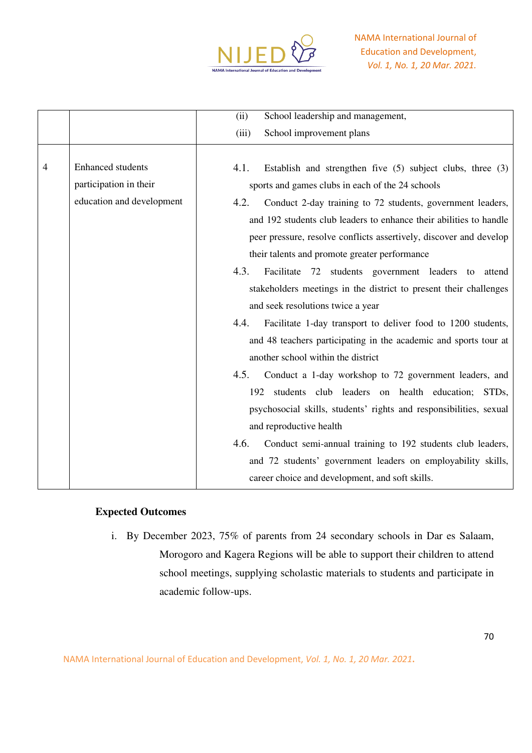| | | |
|---|---|---|
| | | (ii) School leadership and management,<br>(iii) School improvement plans |
| 4 | Enhanced students participation in their education and development | 4.1. Establish and strengthen five (5) subject clubs, three (3) sports and games clubs in each of the 24 schools<br>4.2. Conduct 2-day training to 72 students, government leaders, and 192 students club leaders to enhance their abilities to handle peer pressure, resolve conflicts assertively, discover and develop their talents and promote greater performance<br>4.3. Facilitate 72 students government leaders to attend stakeholders meetings in the district to present their challenges and seek resolutions twice a year<br>4.4. Facilitate 1-day transport to deliver food to 1200 students, and 48 teachers participating in the academic and sports tour at another school within the district<br>4.5. Conduct a 1-day workshop to 72 government leaders, and 192 students club leaders on health education; STDs, psychosocial skills, students' rights and responsibilities, sexual and reproductive health<br>4.6. Conduct semi-annual training to 192 students club leaders, and 72 students' government leaders on employability skills, career choice and development, and soft skills. |

**Expected Outcomes**

i. By December 2023, 75% of parents from 24 secondary schools in Dar es Salaam, Morogoro and Kagera Regions will be able to support their children to attend school meetings, supplying scholastic materials to students and participate in academic follow-ups.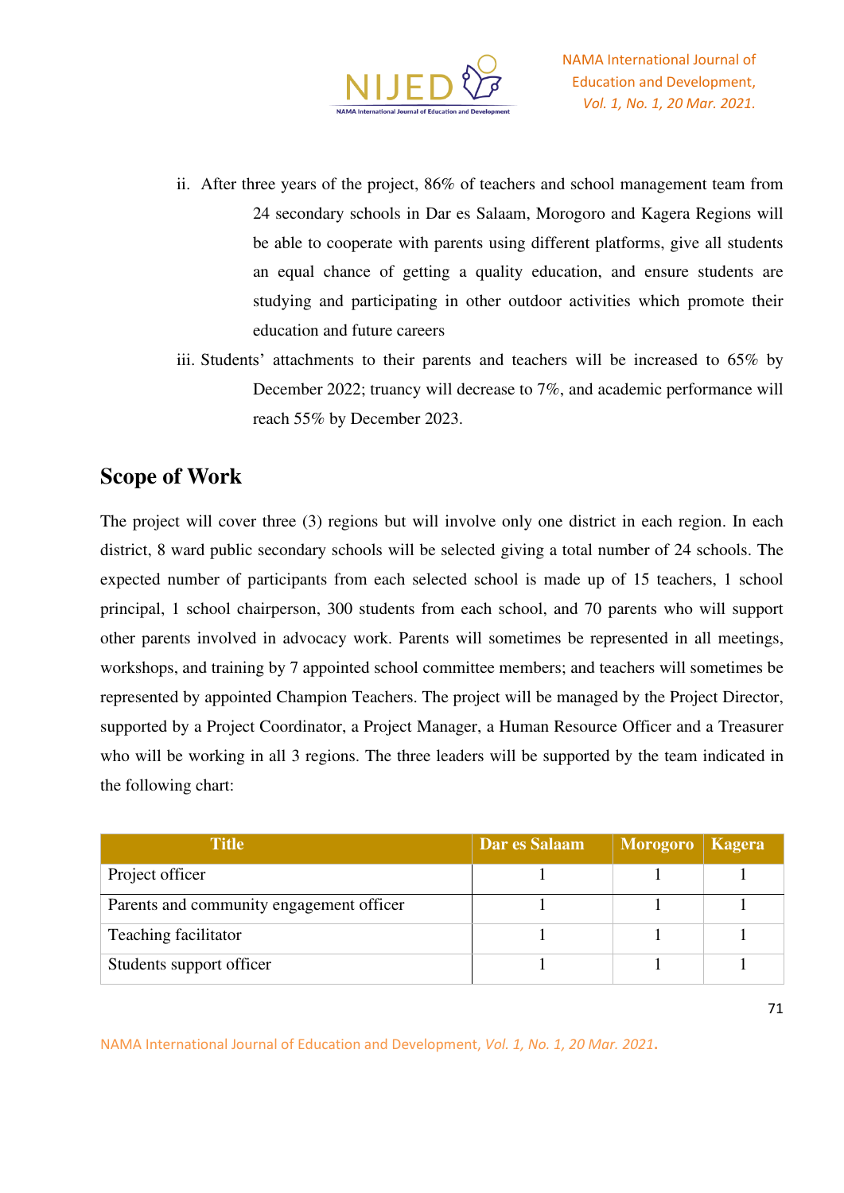ii. After three years of the project, 86% of teachers and school management team from 24 secondary schools in Dar es Salaam, Morogoro and Kagera Regions will be able to cooperate with parents using different platforms, give all students an equal chance of getting a quality education, and ensure students are studying and participating in other outdoor activities which promote their education and future careers

iii. Students' attachments to their parents and teachers will be increased to 65% by December 2022; truancy will decrease to 7%, and academic performance will reach 55% by December 2023.

## Scope of Work

The project will cover three (3) regions but will involve only one district in each region. In each district, 8 ward public secondary schools will be selected giving a total number of 24 schools. The expected number of participants from each selected school is made up of 15 teachers, 1 school principal, 1 school chairperson, 300 students from each school, and 70 parents who will support other parents involved in advocacy work. Parents will sometimes be represented in all meetings, workshops, and training by 7 appointed school committee members; and teachers will sometimes be represented by appointed Champion Teachers. The project will be managed by the Project Director, supported by a Project Coordinator, a Project Manager, a Human Resource Officer and a Treasurer who will be working in all 3 regions. The three leaders will be supported by the team indicated in the following chart:

| Title | Dar es Salaam | Morogoro | Kagera |
|---|---|---|---|
| Project officer | 1 | 1 | 1 |
| Parents and community engagement officer | 1 | 1 | 1 |
| Teaching facilitator | 1 | 1 | 1 |
| Students support officer | 1 | 1 | 1 |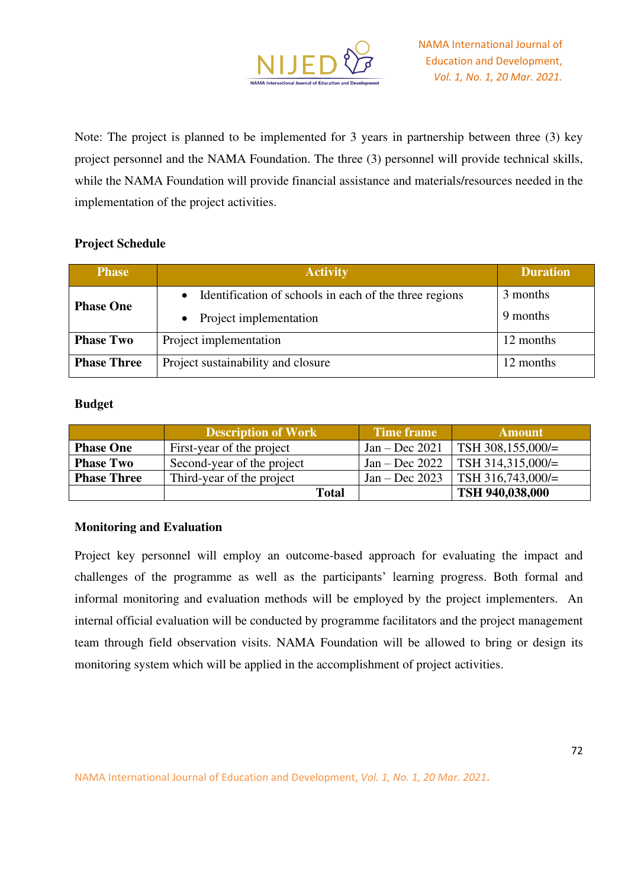Note: The project is planned to be implemented for 3 years in partnership between three (3) key project personnel and the NAMA Foundation. The three (3) personnel will provide technical skills, while the NAMA Foundation will provide financial assistance and materials/resources needed in the implementation of the project activities.

**Project Schedule**

| Phase | Activity | Duration |
|---|---|---|
| **Phase One** | • Identification of schools in each of the three regions<br>• Project implementation | 3 months<br>9 months |
| **Phase Two** | Project implementation | 12 months |
| **Phase Three** | Project sustainability and closure | 12 months |

**Budget**

| | Description of Work | Time frame | Amount |
|---|---|---|---|
| **Phase One** | First-year of the project | Jan – Dec 2021 | TSH 308,155,000/= |
| **Phase Two** | Second-year of the project | Jan – Dec 2022 | TSH 314,315,000/= |
| **Phase Three** | Third-year of the project | Jan – Dec 2023 | TSH 316,743,000/= |
| | **Total** | | **TSH 940,038,000** |

**Monitoring and Evaluation**

Project key personnel will employ an outcome-based approach for evaluating the impact and challenges of the programme as well as the participants' learning progress. Both formal and informal monitoring and evaluation methods will be employed by the project implementers. An internal official evaluation will be conducted by programme facilitators and the project management team through field observation visits. NAMA Foundation will be allowed to bring or design its monitoring system which will be applied in the accomplishment of project activities.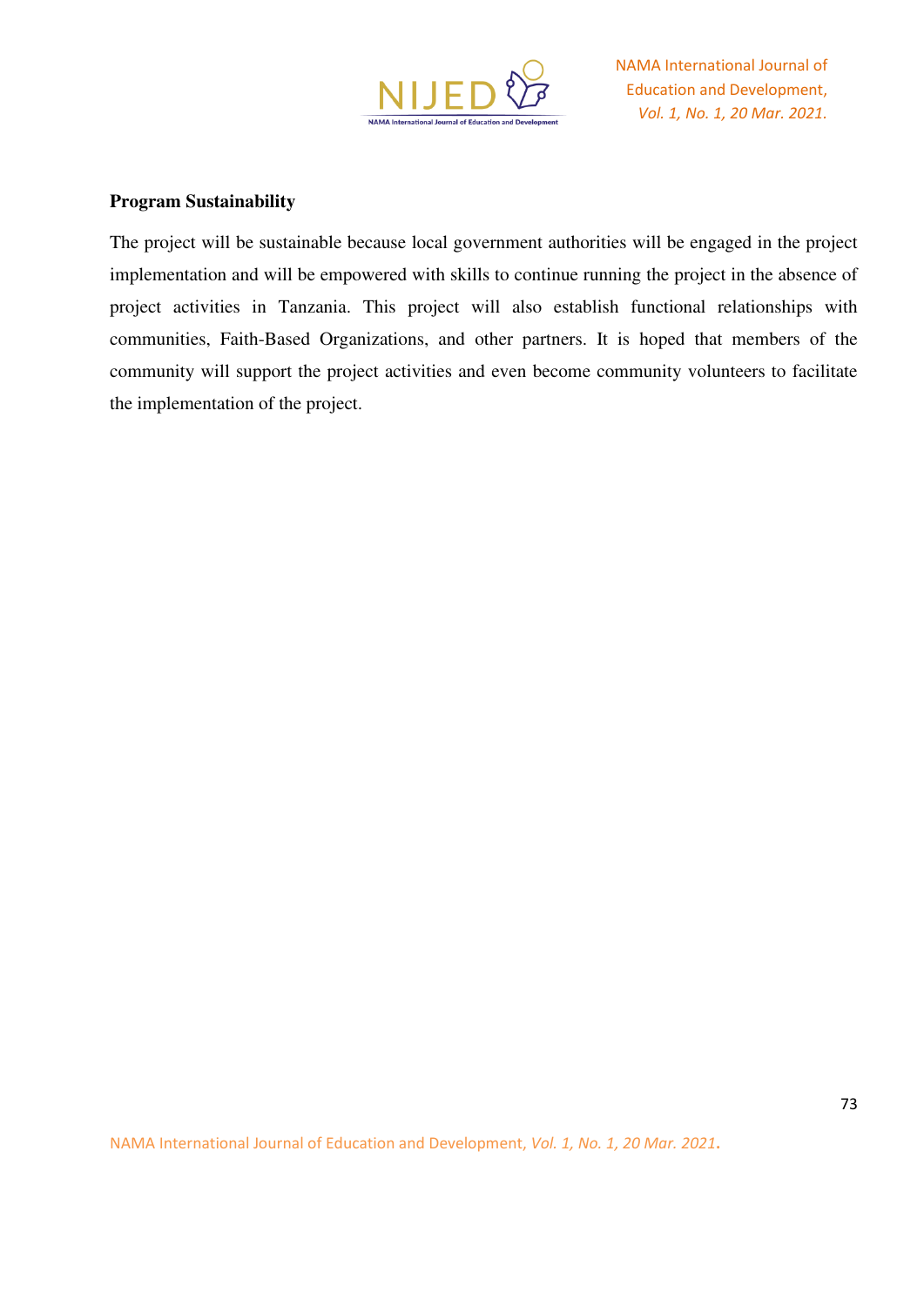**Program Sustainability**

The project will be sustainable because local government authorities will be engaged in the project implementation and will be empowered with skills to continue running the project in the absence of project activities in Tanzania. This project will also establish functional relationships with communities, Faith-Based Organizations, and other partners. It is hoped that members of the community will support the project activities and even become community volunteers to facilitate the implementation of the project.